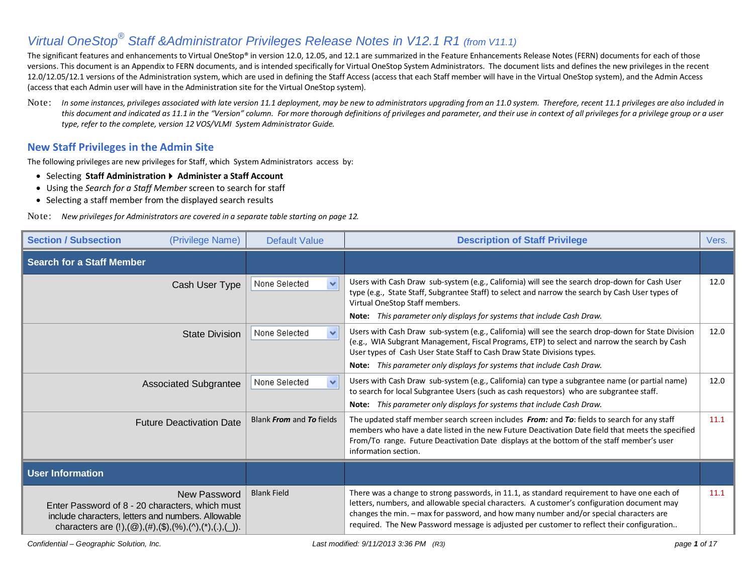# *Virtual OneStop® Staff &Administrator Privileges Release Notes in V12.1 R1 (from V11.1)*

The significant features and enhancements to Virtual OneStop® in version 12.0, 12.05, and 12.1 are summarized in the Feature Enhancements Release Notes (FERN) documents for each of those versions. This document is an Appendix to FERN documents, and is intended specifically for Virtual OneStop System Administrators. The document lists and defines the new privileges in the recent 12.0/12.05/12.1 versions of the Administration system, which are used in defining the Staff Access (access that each Staff member will have in the Virtual OneStop system), and the Admin Access (access that each Admin user will have in the Administration site for the Virtual OneStop system).

Note: *In some instances, privileges associated with late version 11.1 deployment, may be new to administrators upgrading from an 11.0 system. Therefore, recent 11.1 privileges are also included in this document and indicated as 11.1 in the "Version" column. For more thorough definitions of privileges and parameter, and their use in context of all privileges for a privilege group or a user type, refer to the complete, version 12 VOS/VLMI System Administrator Guide.*

## New Staff Privileges in the Admin Site

The following privileges are new privileges for Staff, which System Administrators access by:

- Selecting **Staff Administration ▸ Administer a Staff Account**
- Using the *Search for a Staff Member* screen to search for staff
- Selecting a staff member from the displayed search results

Note: *New privileges for Administrators are covered in a separate table starting on page 12.*

| Section / Subsection (Privilege Name) | Default Value | Description of Staff Privilege | Vers. |
|---|---|---|---|
| **Search for a Staff Member** | | | |
| Cash User Type | None Selected | Users with Cash Draw sub-system (e.g., California) will see the search drop-down for Cash User type (e.g., State Staff, Subgrantee Staff) to select and narrow the search by Cash User types of Virtual OneStop Staff members.<br>**Note:** *This parameter only displays for systems that include Cash Draw.* | 12.0 |
| State Division | None Selected | Users with Cash Draw sub-system (e.g., California) will see the search drop-down for State Division (e.g., WIA Subgrant Management, Fiscal Programs, ETP) to select and narrow the search by Cash User types of Cash User State Staff to Cash Draw State Divisions types.<br>**Note:** *This parameter only displays for systems that include Cash Draw.* | 12.0 |
| Associated Subgrantee | None Selected | Users with Cash Draw sub-system (e.g., California) can type a subgrantee name (or partial name) to search for local Subgrantee Users (such as cash requestors) who are subgrantee staff.<br>**Note:** *This parameter only displays for systems that include Cash Draw.* | 12.0 |
| Future Deactivation Date | Blank ***From*** and ***To*** fields | The updated staff member search screen includes ***From:*** and ***To***: fields to search for any staff members who have a date listed in the new Future Deactivation Date field that meets the specified From/To range. Future Deactivation Date displays at the bottom of the staff member's user information section. | 11.1 |
| **User Information** | | | |
| New Password<br>Enter Password of 8 - 20 characters, which must include characters, letters and numbers. Allowable characters are (!),(@),(#),($),(%),(^),(*),(.),(_)). | Blank Field | There was a change to strong passwords, in 11.1, as standard requirement to have one each of letters, numbers, and allowable special characters. A customer's configuration document may changes the min. – max for password, and how many number and/or special characters are required. The New Password message is adjusted per customer to reflect their configuration.. | 11.1 |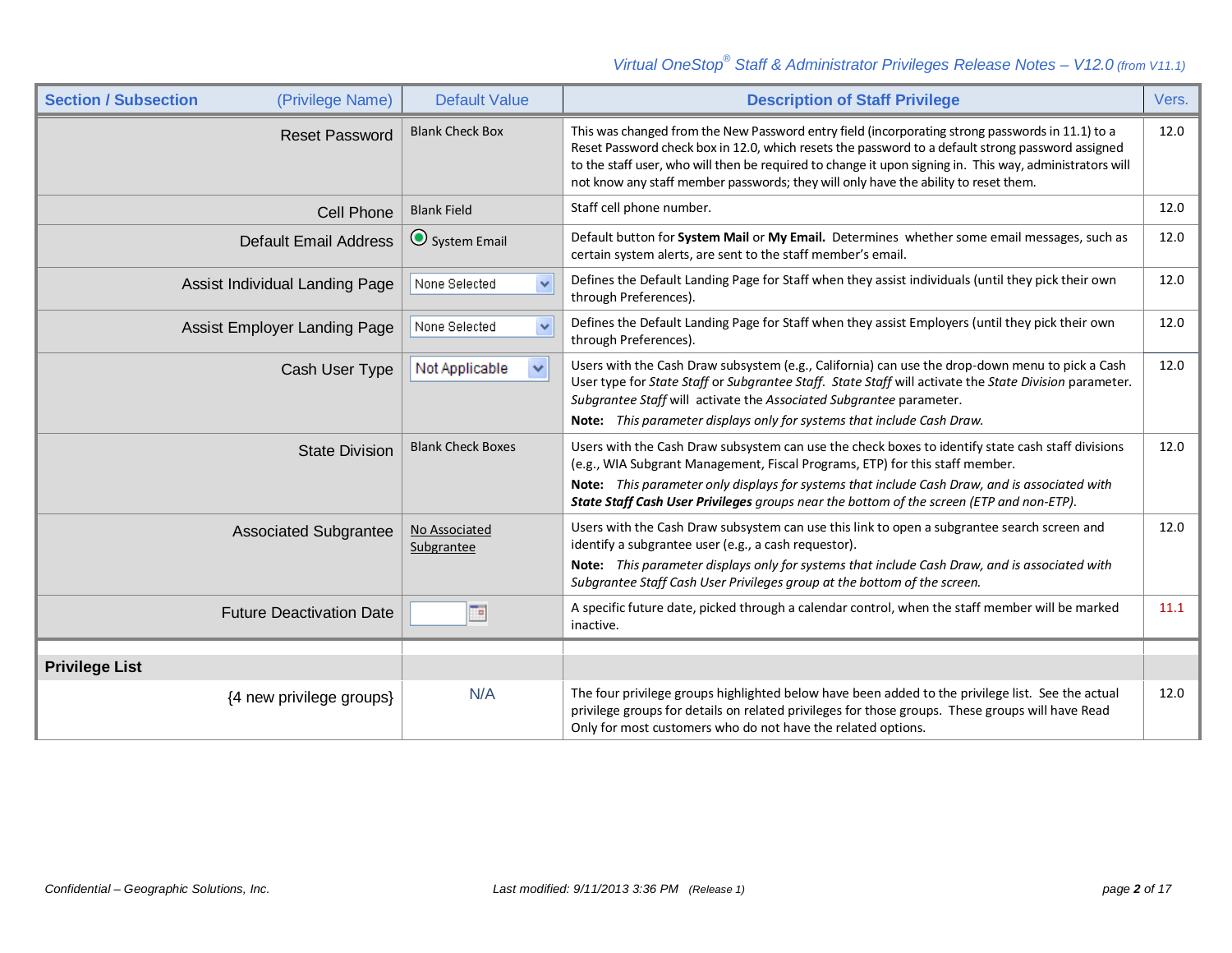| Section / Subsection (Privilege Name) | Default Value | Description of Staff Privilege | Vers. |
|---|---|---|---|
| Reset Password | Blank Check Box | This was changed from the New Password entry field (incorporating strong passwords in 11.1) to a Reset Password check box in 12.0, which resets the password to a default strong password assigned to the staff user, who will then be required to change it upon signing in. This way, administrators will not know any staff member passwords; they will only have the ability to reset them. | 12.0 |
| Cell Phone | Blank Field | Staff cell phone number. | 12.0 |
| Default Email Address | System Email | Default button for **System Mail** or **My Email.** Determines whether some email messages, such as certain system alerts, are sent to the staff member's email. | 12.0 |
| Assist Individual Landing Page | None Selected | Defines the Default Landing Page for Staff when they assist individuals (until they pick their own through Preferences). | 12.0 |
| Assist Employer Landing Page | None Selected | Defines the Default Landing Page for Staff when they assist Employers (until they pick their own through Preferences). | 12.0 |
| Cash User Type | Not Applicable | Users with the Cash Draw subsystem (e.g., California) can use the drop-down menu to pick a Cash User type for *State Staff* or *Subgrantee Staff*. *State Staff* will activate the *State Division* parameter. *Subgrantee Staff* will activate the *Associated Subgrantee* parameter. **Note:** *This parameter displays only for systems that include Cash Draw.* | 12.0 |
| State Division | Blank Check Boxes | Users with the Cash Draw subsystem can use the check boxes to identify state cash staff divisions (e.g., WIA Subgrant Management, Fiscal Programs, ETP) for this staff member. **Note:** *This parameter only displays for systems that include Cash Draw, and is associated with* ***State Staff Cash User Privileges*** *groups near the bottom of the screen (ETP and non-ETP).* | 12.0 |
| Associated Subgrantee | No Associated Subgrantee | Users with the Cash Draw subsystem can use this link to open a subgrantee search screen and identify a subgrantee user (e.g., a cash requestor). **Note:** *This parameter displays only for systems that include Cash Draw, and is associated with Subgrantee Staff Cash User Privileges group at the bottom of the screen.* | 12.0 |
| Future Deactivation Date | | A specific future date, picked through a calendar control, when the staff member will be marked inactive. | 11.1 |
| **Privilege List** | | | |
| {4 new privilege groups} | N/A | The four privilege groups highlighted below have been added to the privilege list. See the actual privilege groups for details on related privileges for those groups. These groups will have Read Only for most customers who do not have the related options. | 12.0 |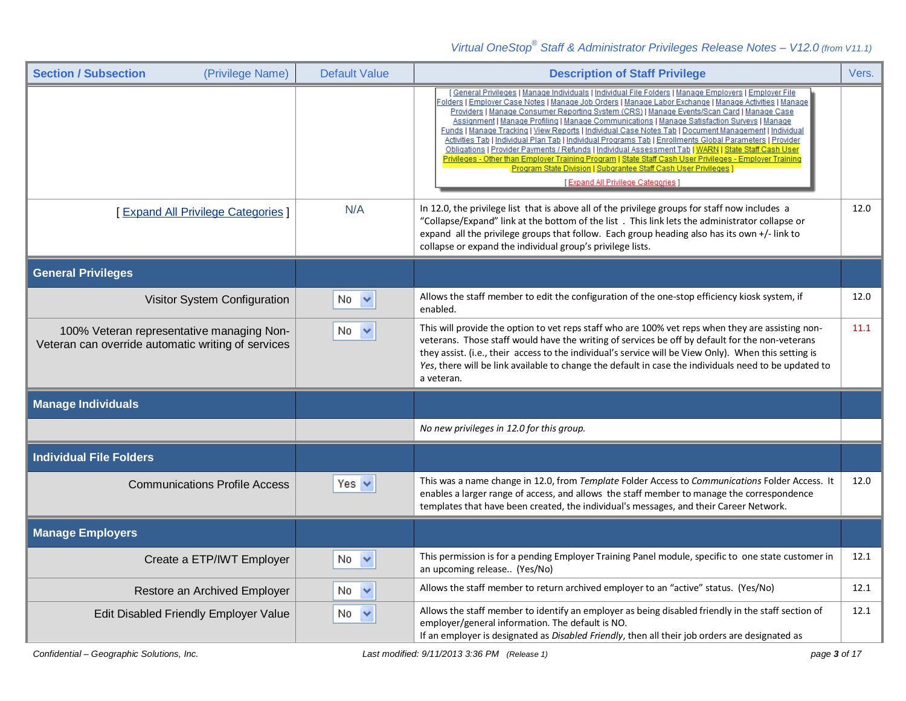| Section / Subsection (Privilege Name) | Default Value | Description of Staff Privilege | Vers. |
|---|---|---|---|
| | | [ General Privileges \| Manage Individuals \| Individual File Folders \| Manage Employers \| Employer File Folders \| Employer Case Notes \| Manage Job Orders \| Manage Labor Exchange \| Manage Activities \| Manage Providers \| Manage Consumer Reporting System (CRS) \| Manage Events/Scan Card \| Manage Case Assignment \| Manage Profiling \| Manage Communications \| Manage Satisfaction Surveys \| Manage Funds \| Manage Tracking \| View Reports \| Individual Case Notes Tab \| Document Management \| Individual Activities Tab \| Individual Plan Tab \| Individual Programs Tab \| Enrollments Global Parameters \| Provider Obligations \| Provider Payments / Refunds \| Individual Assessment Tab \| WARN \| State Staff Cash User Privileges - Other than Employer Training Program \| State Staff Cash User Privileges - Employer Training Program State Division \| Subgrantee Staff Cash User Privileges ] [ Expand All Privilege Categories ] | |
| [ Expand All Privilege Categories ] | N/A | In 12.0, the privilege list that is above all of the privilege groups for staff now includes a "Collapse/Expand" link at the bottom of the list . This link lets the administrator collapse or expand all the privilege groups that follow. Each group heading also has its own +/- link to collapse or expand the individual group's privilege lists. | 12.0 |
| **General Privileges** | | | |
| Visitor System Configuration | No | Allows the staff member to edit the configuration of the one-stop efficiency kiosk system, if enabled. | 12.0 |
| 100% Veteran representative managing Non-Veteran can override automatic writing of services | No | This will provide the option to vet reps staff who are 100% vet reps when they are assisting non-veterans. Those staff would have the writing of services be off by default for the non-veterans they assist. (i.e., their access to the individual's service will be View Only). When this setting is *Yes*, there will be link available to change the default in case the individuals need to be updated to a veteran. | 11.1 |
| **Manage Individuals** | | | |
| | | *No new privileges in 12.0 for this group.* | |
| **Individual File Folders** | | | |
| Communications Profile Access | Yes | This was a name change in 12.0, from *Template* Folder Access to *Communications* Folder Access. It enables a larger range of access, and allows the staff member to manage the correspondence templates that have been created, the individual's messages, and their Career Network. | 12.0 |
| **Manage Employers** | | | |
| Create a ETP/IWT Employer | No | This permission is for a pending Employer Training Panel module, specific to one state customer in an upcoming release.. (Yes/No) | 12.1 |
| Restore an Archived Employer | No | Allows the staff member to return archived employer to an "active" status. (Yes/No) | 12.1 |
| Edit Disabled Friendly Employer Value | No | Allows the staff member to identify an employer as being disabled friendly in the staff section of employer/general information. The default is NO. If an employer is designated as *Disabled Friendly*, then all their job orders are designated as | 12.1 |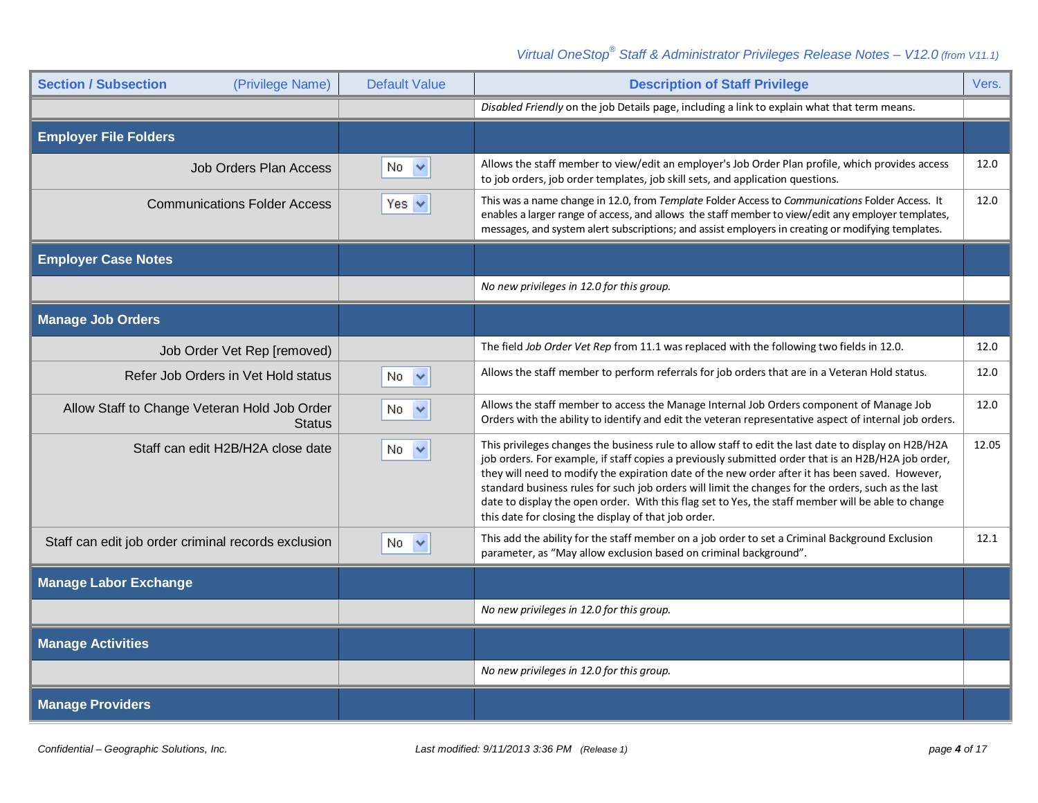| Section / Subsection (Privilege Name) | Default Value | Description of Staff Privilege | Vers. |
|---|---|---|---|
| | | *Disabled Friendly* on the job Details page, including a link to explain what that term means. | |
| **Employer File Folders** | | | |
| Job Orders Plan Access | No | Allows the staff member to view/edit an employer's Job Order Plan profile, which provides access to job orders, job order templates, job skill sets, and application questions. | 12.0 |
| Communications Folder Access | Yes | This was a name change in 12.0, from *Template* Folder Access to *Communications* Folder Access. It enables a larger range of access, and allows the staff member to view/edit any employer templates, messages, and system alert subscriptions; and assist employers in creating or modifying templates. | 12.0 |
| **Employer Case Notes** | | | |
| | | *No new privileges in 12.0 for this group.* | |
| **Manage Job Orders** | | | |
| Job Order Vet Rep [removed] | | The field *Job Order Vet Rep* from 11.1 was replaced with the following two fields in 12.0. | 12.0 |
| Refer Job Orders in Vet Hold status | No | Allows the staff member to perform referrals for job orders that are in a Veteran Hold status. | 12.0 |
| Allow Staff to Change Veteran Hold Job Order Status | No | Allows the staff member to access the Manage Internal Job Orders component of Manage Job Orders with the ability to identify and edit the veteran representative aspect of internal job orders. | 12.0 |
| Staff can edit H2B/H2A close date | No | This privileges changes the business rule to allow staff to edit the last date to display on H2B/H2A job orders. For example, if staff copies a previously submitted order that is an H2B/H2A job order, they will need to modify the expiration date of the new order after it has been saved. However, standard business rules for such job orders will limit the changes for the orders, such as the last date to display the open order. With this flag set to Yes, the staff member will be able to change this date for closing the display of that job order. | 12.05 |
| Staff can edit job order criminal records exclusion | No | This add the ability for the staff member on a job order to set a Criminal Background Exclusion parameter, as "May allow exclusion based on criminal background". | 12.1 |
| **Manage Labor Exchange** | | | |
| | | *No new privileges in 12.0 for this group.* | |
| **Manage Activities** | | | |
| | | *No new privileges in 12.0 for this group.* | |
| **Manage Providers** | | | |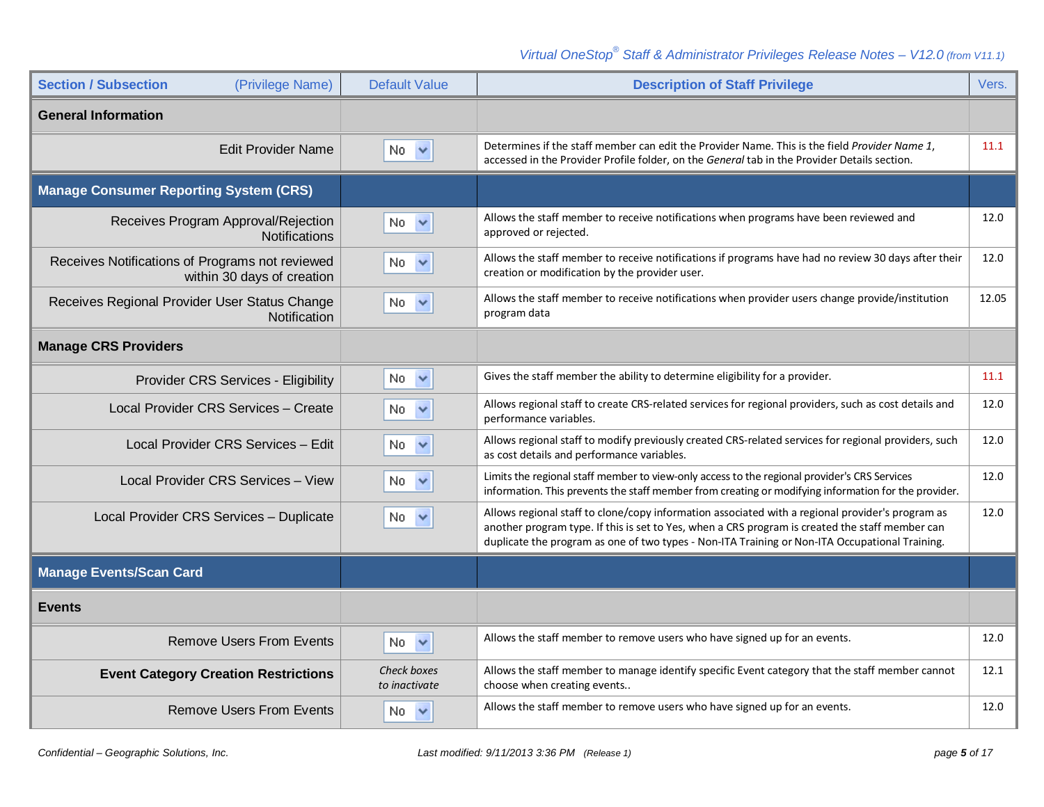| Section / Subsection (Privilege Name) | Default Value | Description of Staff Privilege | Vers. |
|---|---|---|---|
| **General Information** | | | |
| Edit Provider Name | No | Determines if the staff member can edit the Provider Name. This is the field *Provider Name 1*, accessed in the Provider Profile folder, on the *General* tab in the Provider Details section. | 11.1 |
| **Manage Consumer Reporting System (CRS)** | | | |
| Receives Program Approval/Rejection Notifications | No | Allows the staff member to receive notifications when programs have been reviewed and approved or rejected. | 12.0 |
| Receives Notifications of Programs not reviewed within 30 days of creation | No | Allows the staff member to receive notifications if programs have had no review 30 days after their creation or modification by the provider user. | 12.0 |
| Receives Regional Provider User Status Change Notification | No | Allows the staff member to receive notifications when provider users change provide/institution program data | 12.05 |
| **Manage CRS Providers** | | | |
| Provider CRS Services - Eligibility | No | Gives the staff member the ability to determine eligibility for a provider. | 11.1 |
| Local Provider CRS Services – Create | No | Allows regional staff to create CRS-related services for regional providers, such as cost details and performance variables. | 12.0 |
| Local Provider CRS Services – Edit | No | Allows regional staff to modify previously created CRS-related services for regional providers, such as cost details and performance variables. | 12.0 |
| Local Provider CRS Services – View | No | Limits the regional staff member to view-only access to the regional provider's CRS Services information. This prevents the staff member from creating or modifying information for the provider. | 12.0 |
| Local Provider CRS Services – Duplicate | No | Allows regional staff to clone/copy information associated with a regional provider's program as another program type. If this is set to Yes, when a CRS program is created the staff member can duplicate the program as one of two types - Non-ITA Training or Non-ITA Occupational Training. | 12.0 |
| **Manage Events/Scan Card** | | | |
| **Events** | | | |
| Remove Users From Events | No | Allows the staff member to remove users who have signed up for an events. | 12.0 |
| **Event Category Creation Restrictions** | *Check boxes to inactivate* | Allows the staff member to manage identify specific Event category that the staff member cannot choose when creating events.. | 12.1 |
| Remove Users From Events | No | Allows the staff member to remove users who have signed up for an events. | 12.0 |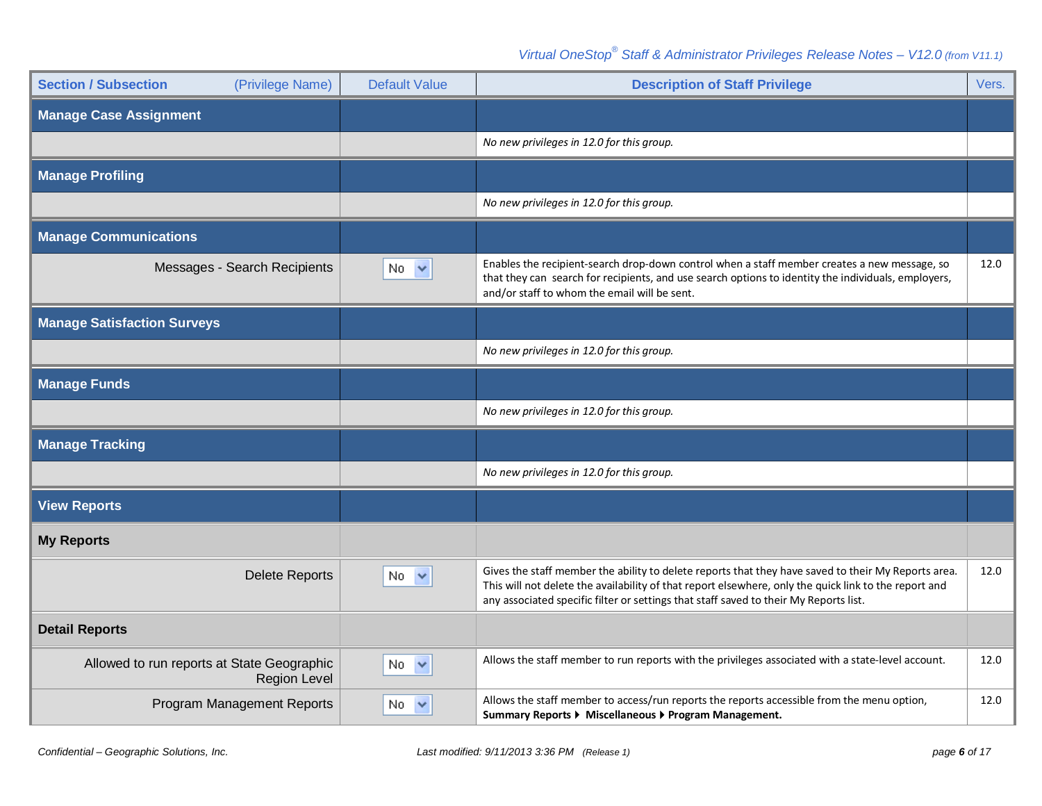| Section / Subsection (Privilege Name) | Default Value | Description of Staff Privilege | Vers. |
|---|---|---|---|
| **Manage Case Assignment** | | | |
| | | *No new privileges in 12.0 for this group.* | |
| **Manage Profiling** | | | |
| | | *No new privileges in 12.0 for this group.* | |
| **Manage Communications** | | | |
| Messages - Search Recipients | No | Enables the recipient-search drop-down control when a staff member creates a new message, so that they can search for recipients, and use search options to identity the individuals, employers, and/or staff to whom the email will be sent. | 12.0 |
| **Manage Satisfaction Surveys** | | | |
| | | *No new privileges in 12.0 for this group.* | |
| **Manage Funds** | | | |
| | | *No new privileges in 12.0 for this group.* | |
| **Manage Tracking** | | | |
| | | *No new privileges in 12.0 for this group.* | |
| **View Reports** | | | |
| **My Reports** | | | |
| Delete Reports | No | Gives the staff member the ability to delete reports that they have saved to their My Reports area. This will not delete the availability of that report elsewhere, only the quick link to the report and any associated specific filter or settings that staff saved to their My Reports list. | 12.0 |
| **Detail Reports** | | | |
| Allowed to run reports at State Geographic Region Level | No | Allows the staff member to run reports with the privileges associated with a state-level account. | 12.0 |
| Program Management Reports | No | Allows the staff member to access/run reports the reports accessible from the menu option, **Summary Reports ▸ Miscellaneous ▸ Program Management.** | 12.0 |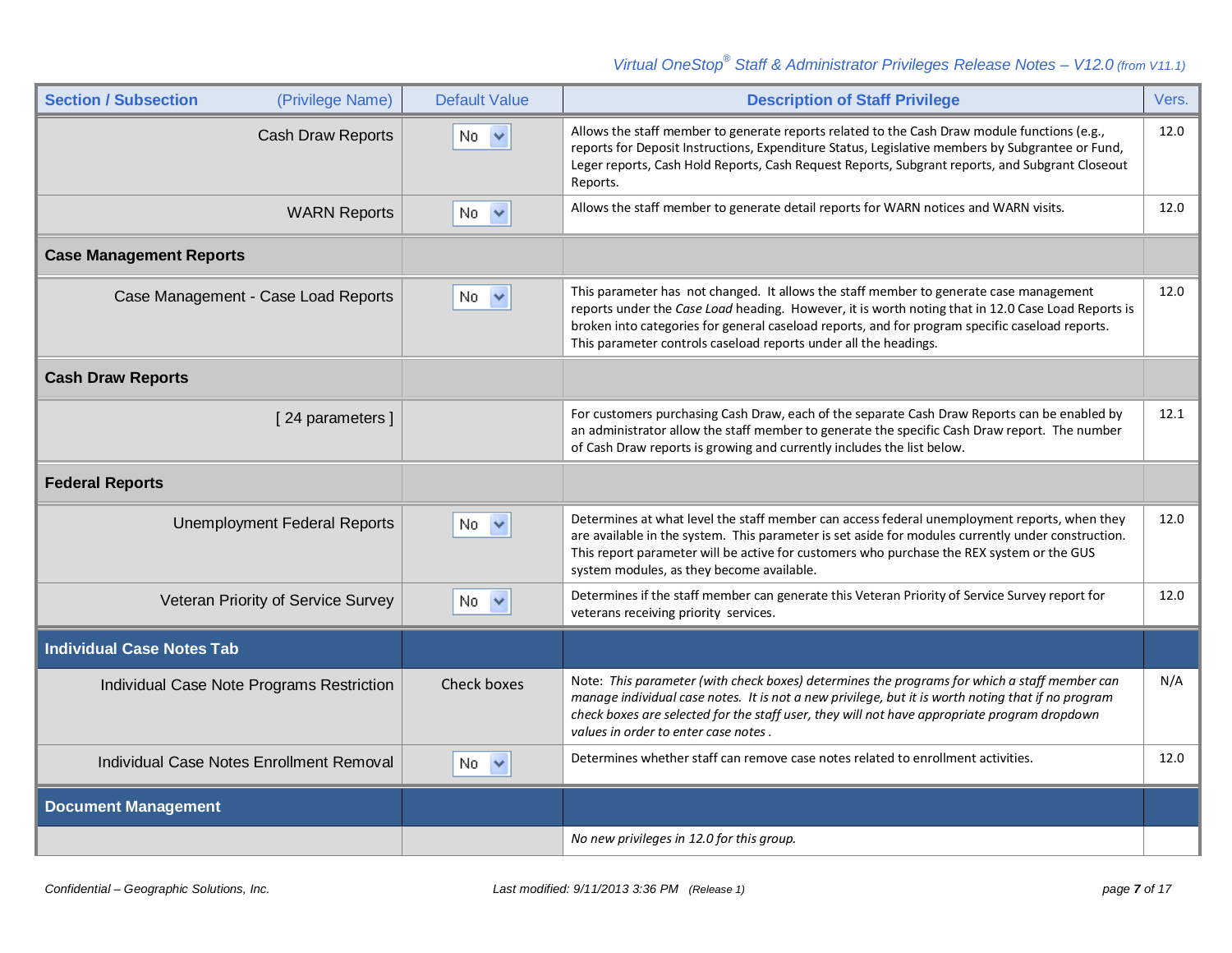| Section / Subsection (Privilege Name) | Default Value | Description of Staff Privilege | Vers. |
|---|---|---|---|
| Cash Draw Reports | No | Allows the staff member to generate reports related to the Cash Draw module functions (e.g., reports for Deposit Instructions, Expenditure Status, Legislative members by Subgrantee or Fund, Leger reports, Cash Hold Reports, Cash Request Reports, Subgrant reports, and Subgrant Closeout Reports. | 12.0 |
| WARN Reports | No | Allows the staff member to generate detail reports for WARN notices and WARN visits. | 12.0 |
| **Case Management Reports** | | | |
| Case Management - Case Load Reports | No | This parameter has not changed. It allows the staff member to generate case management reports under the *Case Load* heading. However, it is worth noting that in 12.0 Case Load Reports is broken into categories for general caseload reports, and for program specific caseload reports. This parameter controls caseload reports under all the headings. | 12.0 |
| **Cash Draw Reports** | | | |
| [ 24 parameters ] | | For customers purchasing Cash Draw, each of the separate Cash Draw Reports can be enabled by an administrator allow the staff member to generate the specific Cash Draw report. The number of Cash Draw reports is growing and currently includes the list below. | 12.1 |
| **Federal Reports** | | | |
| Unemployment Federal Reports | No | Determines at what level the staff member can access federal unemployment reports, when they are available in the system. This parameter is set aside for modules currently under construction. This report parameter will be active for customers who purchase the REX system or the GUS system modules, as they become available. | 12.0 |
| Veteran Priority of Service Survey | No | Determines if the staff member can generate this Veteran Priority of Service Survey report for veterans receiving priority services. | 12.0 |
| **Individual Case Notes Tab** | | | |
| Individual Case Note Programs Restriction | Check boxes | Note: *This parameter (with check boxes) determines the programs for which a staff member can manage individual case notes. It is not a new privilege, but it is worth noting that if no program check boxes are selected for the staff user, they will not have appropriate program dropdown values in order to enter case notes .* | N/A |
| Individual Case Notes Enrollment Removal | No | Determines whether staff can remove case notes related to enrollment activities. | 12.0 |
| **Document Management** | | | |
| | | *No new privileges in 12.0 for this group.* | |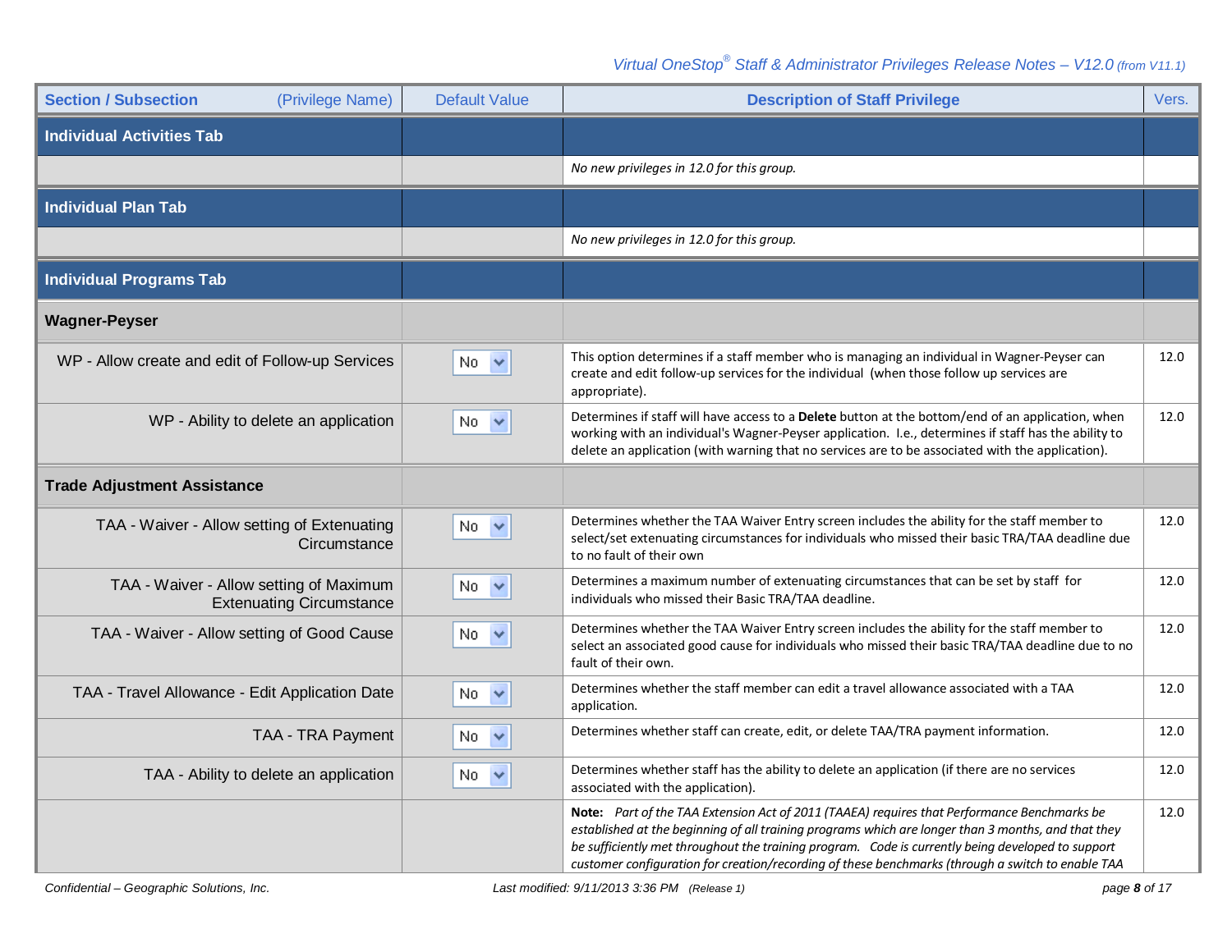| Section / Subsection (Privilege Name) | Default Value | Description of Staff Privilege | Vers. |
|---|---|---|---|
| **Individual Activities Tab** | | | |
| | | *No new privileges in 12.0 for this group.* | |
| **Individual Plan Tab** | | | |
| | | *No new privileges in 12.0 for this group.* | |
| **Individual Programs Tab** | | | |
| **Wagner-Peyser** | | | |
| WP - Allow create and edit of Follow-up Services | No | This option determines if a staff member who is managing an individual in Wagner-Peyser can create and edit follow-up services for the individual (when those follow up services are appropriate). | 12.0 |
| WP - Ability to delete an application | No | Determines if staff will have access to a **Delete** button at the bottom/end of an application, when working with an individual's Wagner-Peyser application. I.e., determines if staff has the ability to delete an application (with warning that no services are to be associated with the application). | 12.0 |
| **Trade Adjustment Assistance** | | | |
| TAA - Waiver - Allow setting of Extenuating Circumstance | No | Determines whether the TAA Waiver Entry screen includes the ability for the staff member to select/set extenuating circumstances for individuals who missed their basic TRA/TAA deadline due to no fault of their own | 12.0 |
| TAA - Waiver - Allow setting of Maximum Extenuating Circumstance | No | Determines a maximum number of extenuating circumstances that can be set by staff for individuals who missed their Basic TRA/TAA deadline. | 12.0 |
| TAA - Waiver - Allow setting of Good Cause | No | Determines whether the TAA Waiver Entry screen includes the ability for the staff member to select an associated good cause for individuals who missed their basic TRA/TAA deadline due to no fault of their own. | 12.0 |
| TAA - Travel Allowance - Edit Application Date | No | Determines whether the staff member can edit a travel allowance associated with a TAA application. | 12.0 |
| TAA - TRA Payment | No | Determines whether staff can create, edit, or delete TAA/TRA payment information. | 12.0 |
| TAA - Ability to delete an application | No | Determines whether staff has the ability to delete an application (if there are no services associated with the application). | 12.0 |
| | | **Note:** *Part of the TAA Extension Act of 2011 (TAAEA) requires that Performance Benchmarks be established at the beginning of all training programs which are longer than 3 months, and that they be sufficiently met throughout the training program. Code is currently being developed to support customer configuration for creation/recording of these benchmarks (through a switch to enable TAA* | 12.0 |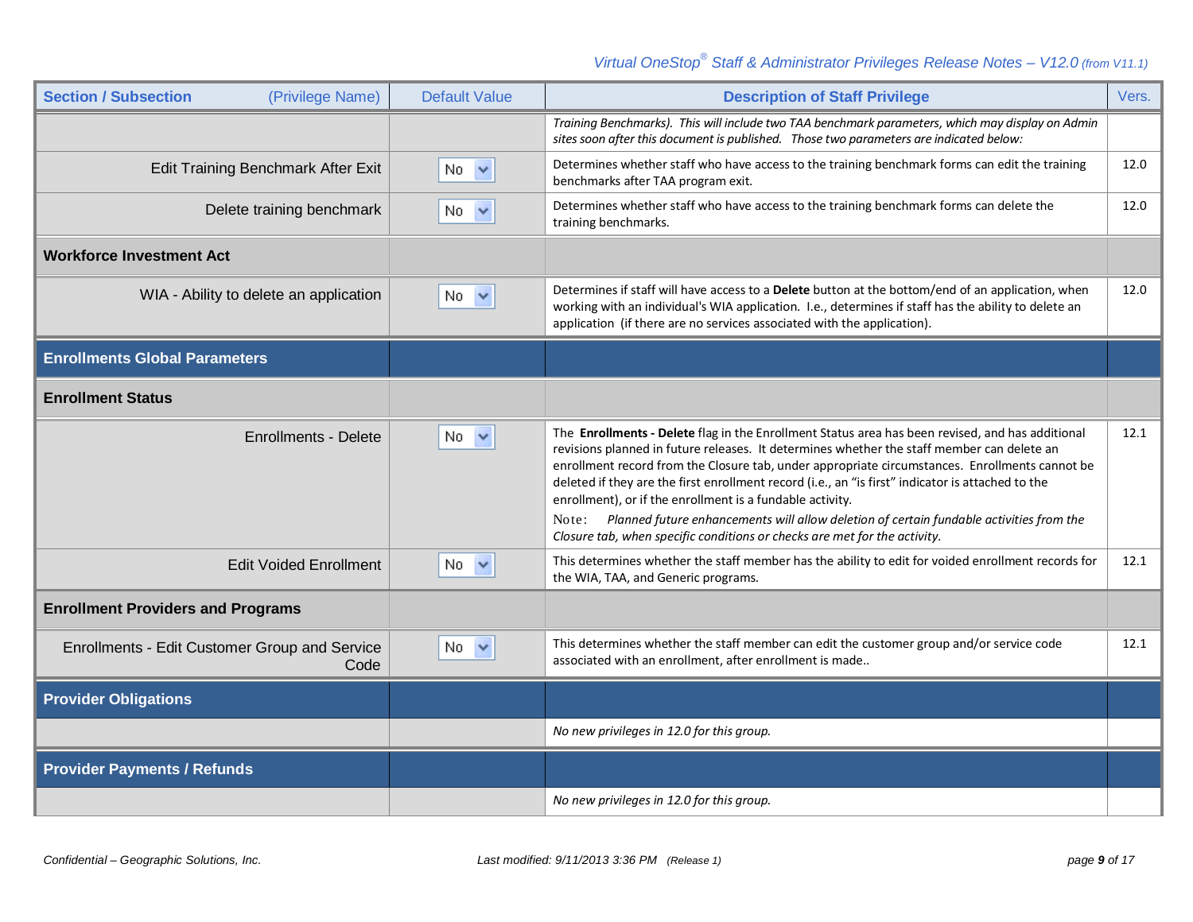| Section / Subsection (Privilege Name) | Default Value | Description of Staff Privilege | Vers. |
|---|---|---|---|
| | | *Training Benchmarks). This will include two TAA benchmark parameters, which may display on Admin sites soon after this document is published. Those two parameters are indicated below:* | |
| Edit Training Benchmark After Exit | No | Determines whether staff who have access to the training benchmark forms can edit the training benchmarks after TAA program exit. | 12.0 |
| Delete training benchmark | No | Determines whether staff who have access to the training benchmark forms can delete the training benchmarks. | 12.0 |
| **Workforce Investment Act** | | | |
| WIA - Ability to delete an application | No | Determines if staff will have access to a **Delete** button at the bottom/end of an application, when working with an individual's WIA application. I.e., determines if staff has the ability to delete an application (if there are no services associated with the application). | 12.0 |
| **Enrollments Global Parameters** | | | |
| **Enrollment Status** | | | |
| Enrollments - Delete | No | The **Enrollments - Delete** flag in the Enrollment Status area has been revised, and has additional revisions planned in future releases. It determines whether the staff member can delete an enrollment record from the Closure tab, under appropriate circumstances. Enrollments cannot be deleted if they are the first enrollment record (i.e., an "is first" indicator is attached to the enrollment), or if the enrollment is a fundable activity. Note: *Planned future enhancements will allow deletion of certain fundable activities from the Closure tab, when specific conditions or checks are met for the activity.* | 12.1 |
| Edit Voided Enrollment | No | This determines whether the staff member has the ability to edit for voided enrollment records for the WIA, TAA, and Generic programs. | 12.1 |
| **Enrollment Providers and Programs** | | | |
| Enrollments - Edit Customer Group and Service Code | No | This determines whether the staff member can edit the customer group and/or service code associated with an enrollment, after enrollment is made.. | 12.1 |
| **Provider Obligations** | | | |
| | | *No new privileges in 12.0 for this group.* | |
| **Provider Payments / Refunds** | | | |
| | | *No new privileges in 12.0 for this group.* | |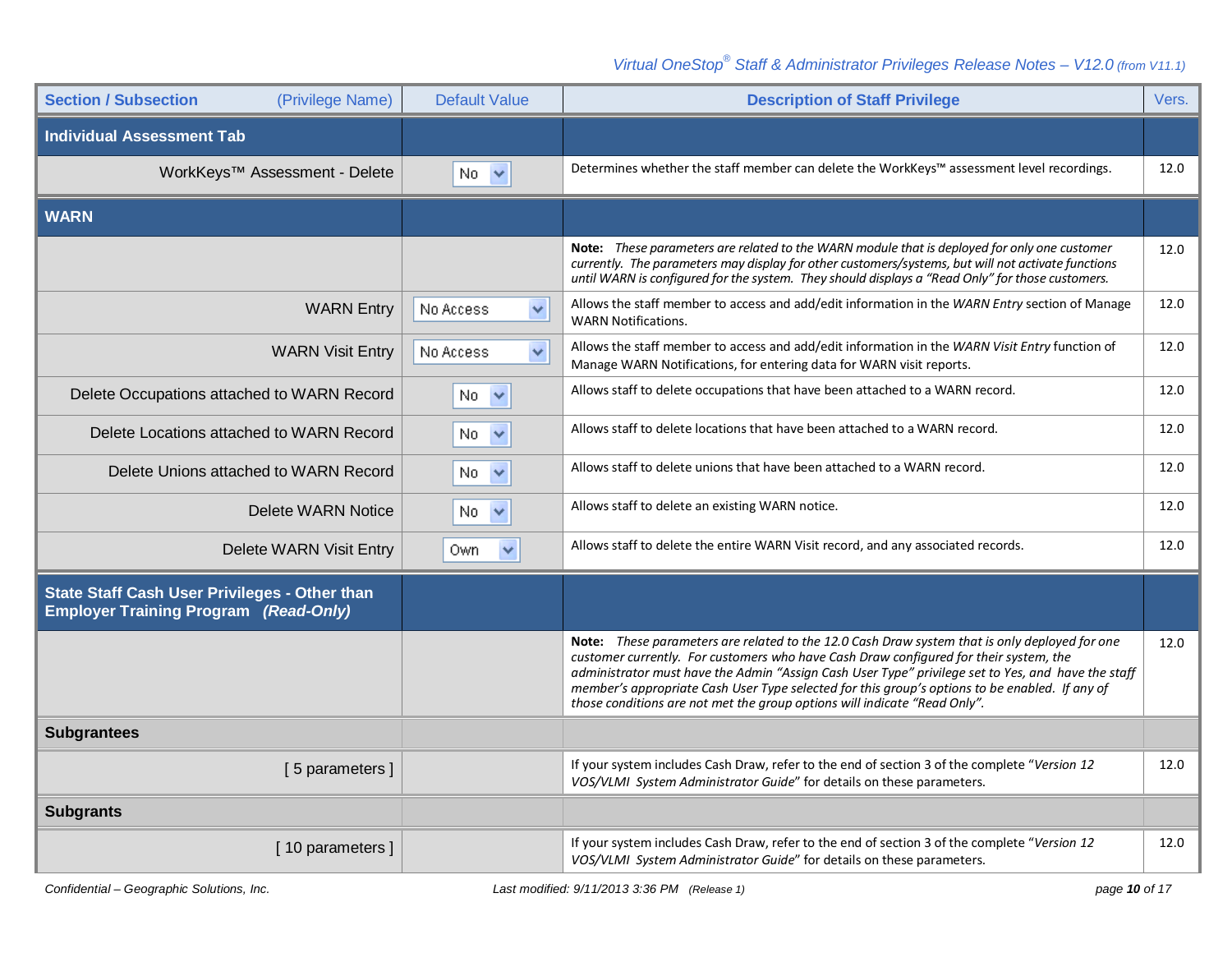| Section / Subsection (Privilege Name) | Default Value | Description of Staff Privilege | Vers. |
|---|---|---|---|
| **Individual Assessment Tab** | | | |
| WorkKeys™ Assessment - Delete | No | Determines whether the staff member can delete the WorkKeys™ assessment level recordings. | 12.0 |
| **WARN** | | | |
| | | **Note:** *These parameters are related to the WARN module that is deployed for only one customer currently. The parameters may display for other customers/systems, but will not activate functions until WARN is configured for the system. They should displays a "Read Only" for those customers.* | 12.0 |
| WARN Entry | No Access | Allows the staff member to access and add/edit information in the *WARN Entry* section of Manage WARN Notifications. | 12.0 |
| WARN Visit Entry | No Access | Allows the staff member to access and add/edit information in the *WARN Visit Entry* function of Manage WARN Notifications, for entering data for WARN visit reports. | 12.0 |
| Delete Occupations attached to WARN Record | No | Allows staff to delete occupations that have been attached to a WARN record. | 12.0 |
| Delete Locations attached to WARN Record | No | Allows staff to delete locations that have been attached to a WARN record. | 12.0 |
| Delete Unions attached to WARN Record | No | Allows staff to delete unions that have been attached to a WARN record. | 12.0 |
| Delete WARN Notice | No | Allows staff to delete an existing WARN notice. | 12.0 |
| Delete WARN Visit Entry | Own | Allows staff to delete the entire WARN Visit record, and any associated records. | 12.0 |
| **State Staff Cash User Privileges - Other than Employer Training Program *(Read-Only)*** | | | |
| | | **Note:** *These parameters are related to the 12.0 Cash Draw system that is only deployed for one customer currently. For customers who have Cash Draw configured for their system, the administrator must have the Admin "Assign Cash User Type" privilege set to Yes, and have the staff member's appropriate Cash User Type selected for this group's options to be enabled. If any of those conditions are not met the group options will indicate "Read Only".* | 12.0 |
| **Subgrantees** | | | |
| [ 5 parameters ] | | If your system includes Cash Draw, refer to the end of section 3 of the complete "*Version 12 VOS/VLMI System Administrator Guide*" for details on these parameters. | 12.0 |
| **Subgrants** | | | |
| [ 10 parameters ] | | If your system includes Cash Draw, refer to the end of section 3 of the complete "*Version 12 VOS/VLMI System Administrator Guide*" for details on these parameters. | 12.0 |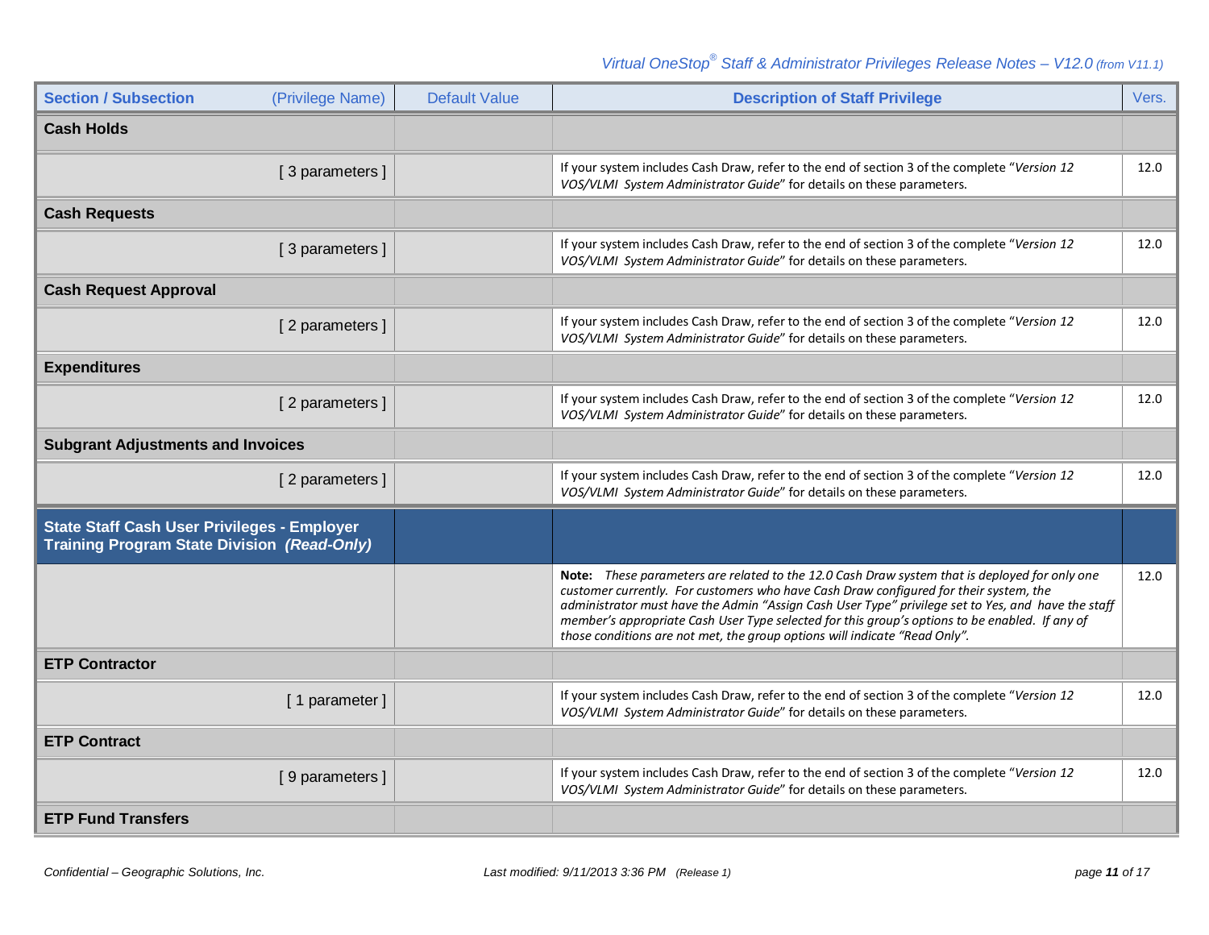| Section / Subsection (Privilege Name) | Default Value | Description of Staff Privilege | Vers. |
|---|---|---|---|
| **Cash Holds** | | | |
| [ 3 parameters ] | | If your system includes Cash Draw, refer to the end of section 3 of the complete "*Version 12 VOS/VLMI System Administrator Guide*" for details on these parameters. | 12.0 |
| **Cash Requests** | | | |
| [ 3 parameters ] | | If your system includes Cash Draw, refer to the end of section 3 of the complete "*Version 12 VOS/VLMI System Administrator Guide*" for details on these parameters. | 12.0 |
| **Cash Request Approval** | | | |
| [ 2 parameters ] | | If your system includes Cash Draw, refer to the end of section 3 of the complete "*Version 12 VOS/VLMI System Administrator Guide*" for details on these parameters. | 12.0 |
| **Expenditures** | | | |
| [ 2 parameters ] | | If your system includes Cash Draw, refer to the end of section 3 of the complete "*Version 12 VOS/VLMI System Administrator Guide*" for details on these parameters. | 12.0 |
| **Subgrant Adjustments and Invoices** | | | |
| [ 2 parameters ] | | If your system includes Cash Draw, refer to the end of section 3 of the complete "*Version 12 VOS/VLMI System Administrator Guide*" for details on these parameters. | 12.0 |
| **State Staff Cash User Privileges - Employer Training Program State Division *(Read-Only)*** | | | |
| | | **Note:** *These parameters are related to the 12.0 Cash Draw system that is deployed for only one customer currently. For customers who have Cash Draw configured for their system, the administrator must have the Admin "Assign Cash User Type" privilege set to Yes, and have the staff member's appropriate Cash User Type selected for this group's options to be enabled. If any of those conditions are not met, the group options will indicate "Read Only".* | 12.0 |
| **ETP Contractor** | | | |
| [ 1 parameter ] | | If your system includes Cash Draw, refer to the end of section 3 of the complete "*Version 12 VOS/VLMI System Administrator Guide*" for details on these parameters. | 12.0 |
| **ETP Contract** | | | |
| [ 9 parameters ] | | If your system includes Cash Draw, refer to the end of section 3 of the complete "*Version 12 VOS/VLMI System Administrator Guide*" for details on these parameters. | 12.0 |
| **ETP Fund Transfers** | | | |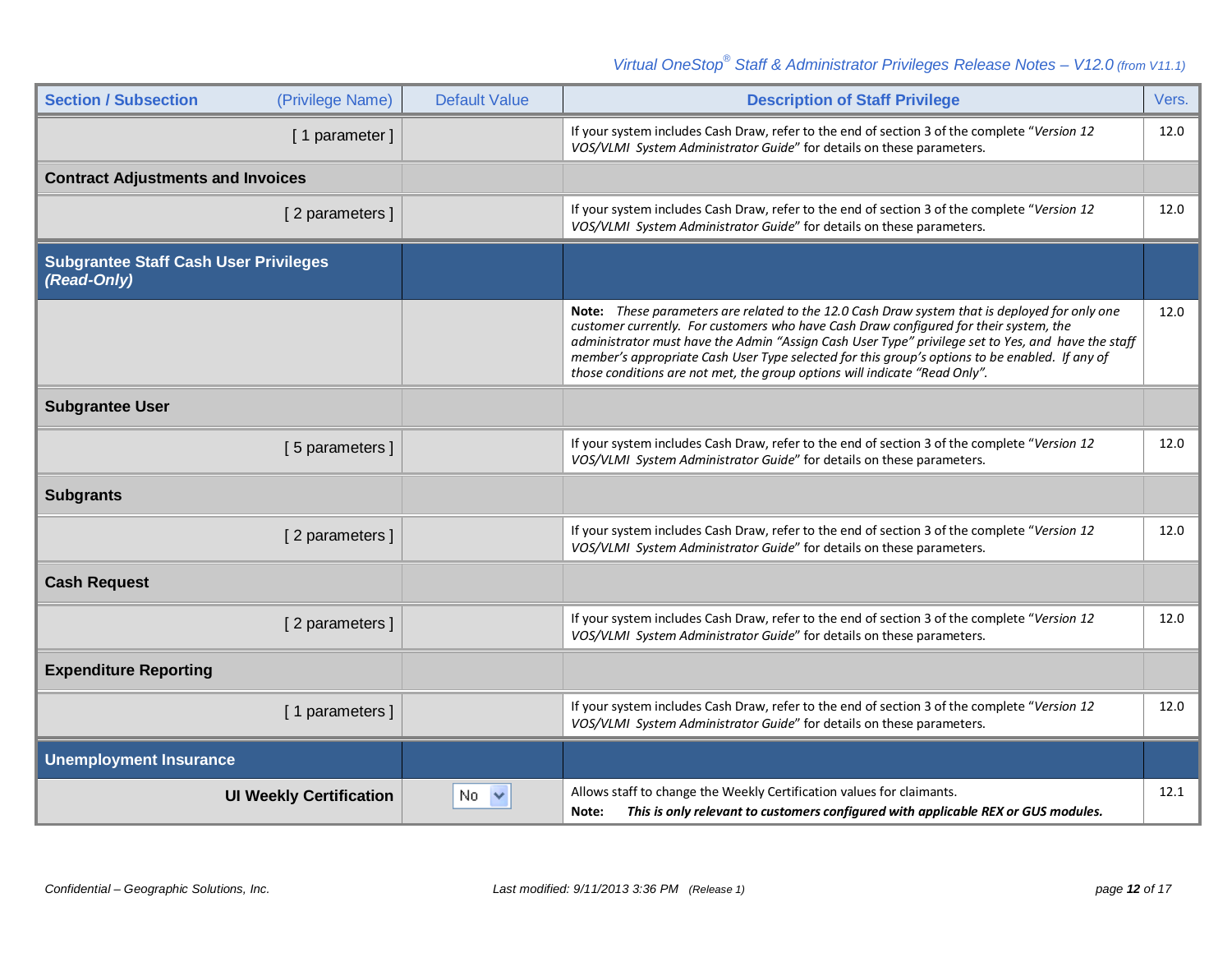| Section / Subsection (Privilege Name) | Default Value | Description of Staff Privilege | Vers. |
|---|---|---|---|
| [ 1 parameter ] | | If your system includes Cash Draw, refer to the end of section 3 of the complete "*Version 12 VOS/VLMI System Administrator Guide*" for details on these parameters. | 12.0 |
| **Contract Adjustments and Invoices** | | | |
| [ 2 parameters ] | | If your system includes Cash Draw, refer to the end of section 3 of the complete "*Version 12 VOS/VLMI System Administrator Guide*" for details on these parameters. | 12.0 |
| **Subgrantee Staff Cash User Privileges *(Read-Only)*** | | | |
| | | **Note:** *These parameters are related to the 12.0 Cash Draw system that is deployed for only one customer currently. For customers who have Cash Draw configured for their system, the administrator must have the Admin "Assign Cash User Type" privilege set to Yes, and have the staff member's appropriate Cash User Type selected for this group's options to be enabled. If any of those conditions are not met, the group options will indicate "Read Only".* | 12.0 |
| **Subgrantee User** | | | |
| [ 5 parameters ] | | If your system includes Cash Draw, refer to the end of section 3 of the complete "*Version 12 VOS/VLMI System Administrator Guide*" for details on these parameters. | 12.0 |
| **Subgrants** | | | |
| [ 2 parameters ] | | If your system includes Cash Draw, refer to the end of section 3 of the complete "*Version 12 VOS/VLMI System Administrator Guide*" for details on these parameters. | 12.0 |
| **Cash Request** | | | |
| [ 2 parameters ] | | If your system includes Cash Draw, refer to the end of section 3 of the complete "*Version 12 VOS/VLMI System Administrator Guide*" for details on these parameters. | 12.0 |
| **Expenditure Reporting** | | | |
| [ 1 parameters ] | | If your system includes Cash Draw, refer to the end of section 3 of the complete "*Version 12 VOS/VLMI System Administrator Guide*" for details on these parameters. | 12.0 |
| **Unemployment Insurance** | | | |
| **UI Weekly Certification** | No | Allows staff to change the Weekly Certification values for claimants. **Note:** ***This is only relevant to customers configured with applicable REX or GUS modules.*** | 12.1 |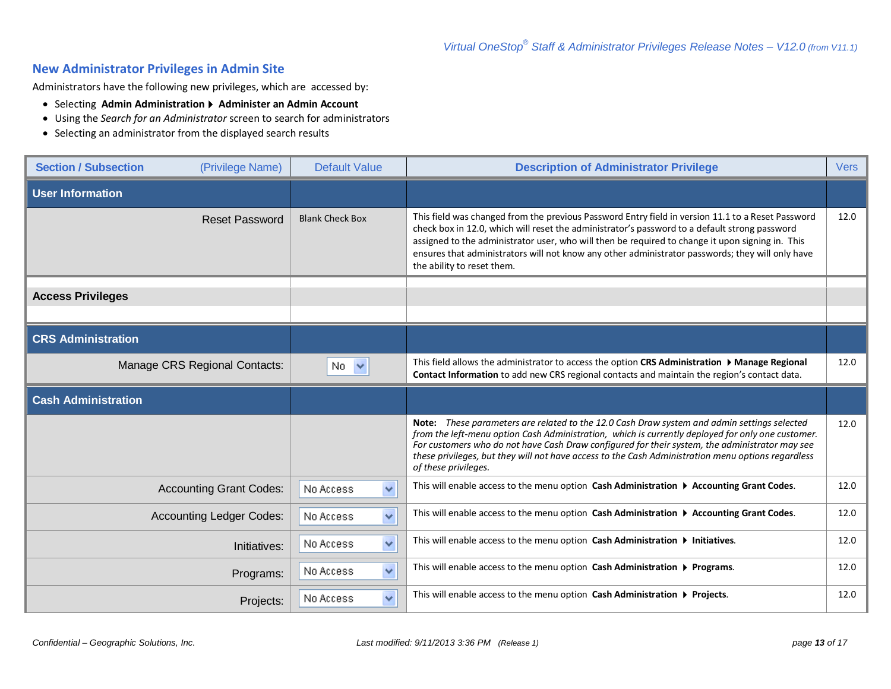## New Administrator Privileges in Admin Site

Administrators have the following new privileges, which are accessed by:

- Selecting **Admin Administration ▸ Administer an Admin Account**
- Using the *Search for an Administrator* screen to search for administrators
- Selecting an administrator from the displayed search results

| Section / Subsection (Privilege Name) | Default Value | Description of Administrator Privilege | Vers |
|---|---|---|---|
| **User Information** | | | |
| Reset Password | Blank Check Box | This field was changed from the previous Password Entry field in version 11.1 to a Reset Password check box in 12.0, which will reset the administrator's password to a default strong password assigned to the administrator user, who will then be required to change it upon signing in. This ensures that administrators will not know any other administrator passwords; they will only have the ability to reset them. | 12.0 |
| **Access Privileges** | | | |
| **CRS Administration** | | | |
| Manage CRS Regional Contacts: | No | This field allows the administrator to access the option **CRS Administration ▸ Manage Regional Contact Information** to add new CRS regional contacts and maintain the region's contact data. | 12.0 |
| **Cash Administration** | | | |
| | | **Note:** *These parameters are related to the 12.0 Cash Draw system and admin settings selected from the left-menu option Cash Administration, which is currently deployed for only one customer. For customers who do not have Cash Draw configured for their system, the administrator may see these privileges, but they will not have access to the Cash Administration menu options regardless of these privileges.* | 12.0 |
| Accounting Grant Codes: | No Access | This will enable access to the menu option **Cash Administration ▸ Accounting Grant Codes**. | 12.0 |
| Accounting Ledger Codes: | No Access | This will enable access to the menu option **Cash Administration ▸ Accounting Grant Codes**. | 12.0 |
| Initiatives: | No Access | This will enable access to the menu option **Cash Administration ▸ Initiatives**. | 12.0 |
| Programs: | No Access | This will enable access to the menu option **Cash Administration ▸ Programs**. | 12.0 |
| Projects: | No Access | This will enable access to the menu option **Cash Administration ▸ Projects**. | 12.0 |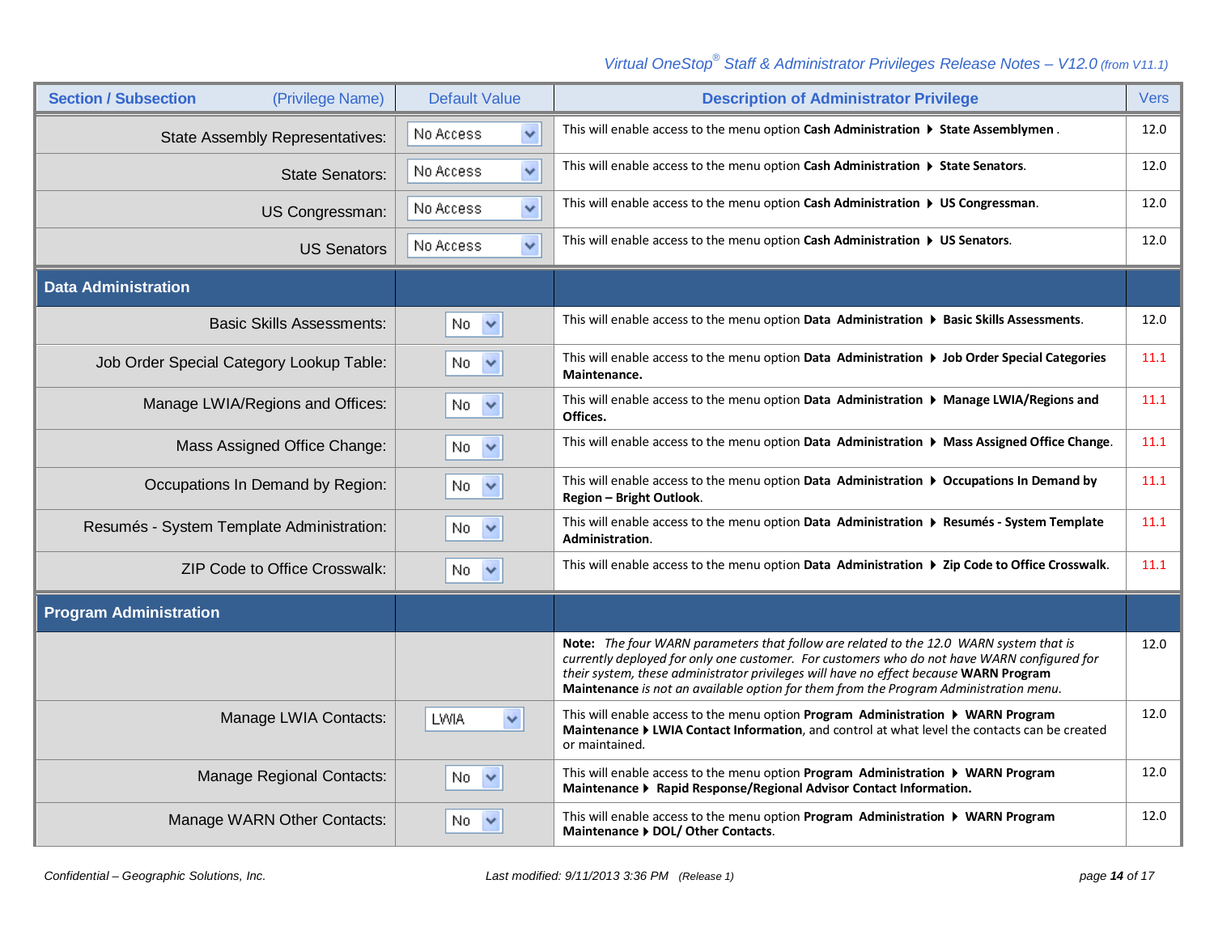| Section / Subsection (Privilege Name) | Default Value | Description of Administrator Privilege | Vers |
|---|---|---|---|
| State Assembly Representatives: | No Access | This will enable access to the menu option **Cash Administration ▸ State Assemblymen** . | 12.0 |
| State Senators: | No Access | This will enable access to the menu option **Cash Administration ▸ State Senators**. | 12.0 |
| US Congressman: | No Access | This will enable access to the menu option **Cash Administration ▸ US Congressman**. | 12.0 |
| US Senators | No Access | This will enable access to the menu option **Cash Administration ▸ US Senators**. | 12.0 |
| **Data Administration** | | | |
| Basic Skills Assessments: | No | This will enable access to the menu option **Data Administration ▸ Basic Skills Assessments**. | 12.0 |
| Job Order Special Category Lookup Table: | No | This will enable access to the menu option **Data Administration ▸ Job Order Special Categories Maintenance.** | 11.1 |
| Manage LWIA/Regions and Offices: | No | This will enable access to the menu option **Data Administration ▸ Manage LWIA/Regions and Offices.** | 11.1 |
| Mass Assigned Office Change: | No | This will enable access to the menu option **Data Administration ▸ Mass Assigned Office Change**. | 11.1 |
| Occupations In Demand by Region: | No | This will enable access to the menu option **Data Administration ▸ Occupations In Demand by Region – Bright Outlook**. | 11.1 |
| Resumés - System Template Administration: | No | This will enable access to the menu option **Data Administration ▸ Resumés - System Template Administration**. | 11.1 |
| ZIP Code to Office Crosswalk: | No | This will enable access to the menu option **Data Administration ▸ Zip Code to Office Crosswalk**. | 11.1 |
| **Program Administration** | | | |
| | | **Note:** *The four WARN parameters that follow are related to the 12.0 WARN system that is currently deployed for only one customer. For customers who do not have WARN configured for their system, these administrator privileges will have no effect because* **WARN Program Maintenance** *is not an available option for them from the Program Administration menu.* | 12.0 |
| Manage LWIA Contacts: | LWIA | This will enable access to the menu option **Program Administration ▸ WARN Program Maintenance ▸ LWIA Contact Information**, and control at what level the contacts can be created or maintained. | 12.0 |
| Manage Regional Contacts: | No | This will enable access to the menu option **Program Administration ▸ WARN Program Maintenance ▸ Rapid Response/Regional Advisor Contact Information.** | 12.0 |
| Manage WARN Other Contacts: | No | This will enable access to the menu option **Program Administration ▸ WARN Program Maintenance ▸ DOL/ Other Contacts**. | 12.0 |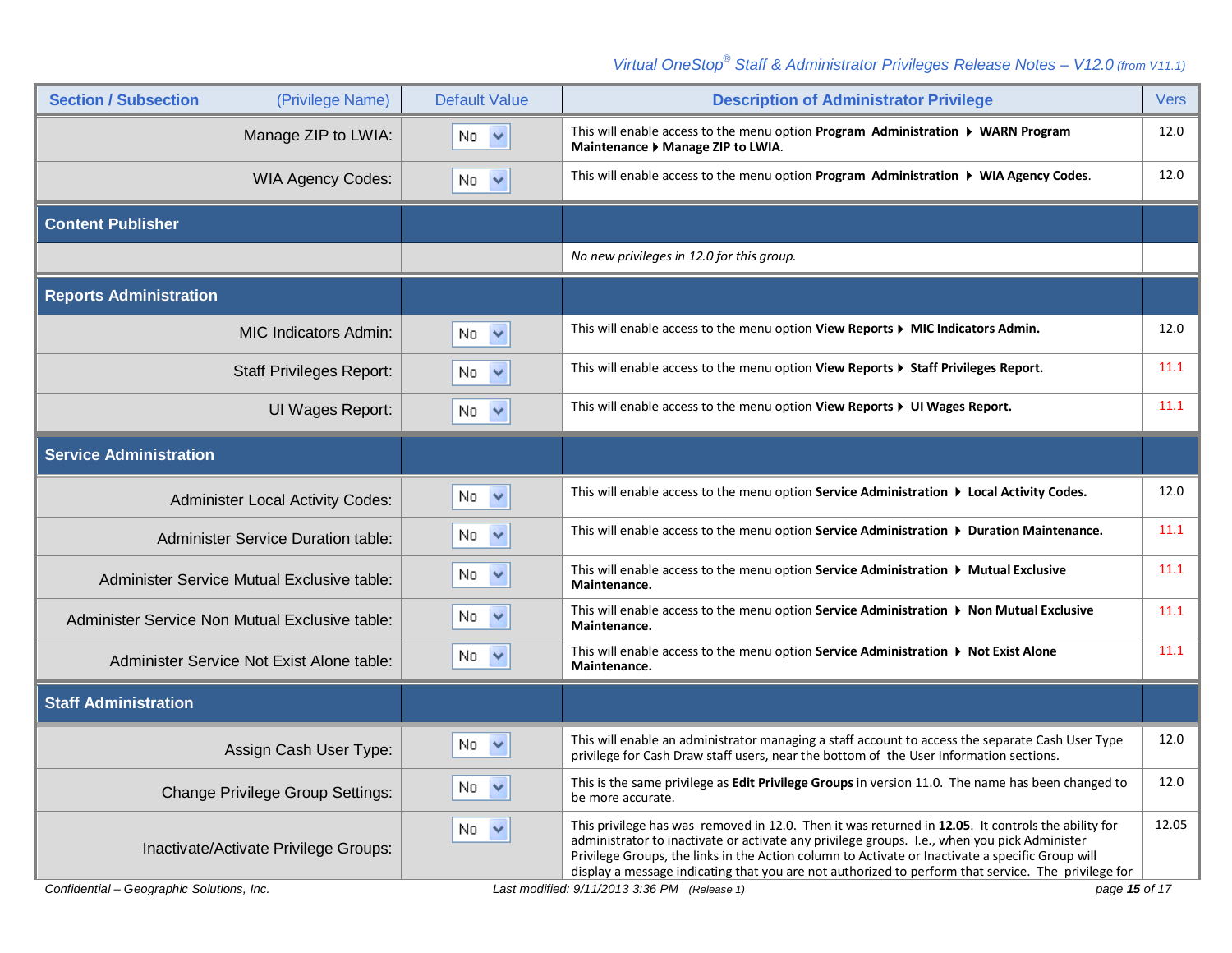| Section / Subsection (Privilege Name) | Default Value | Description of Administrator Privilege | Vers |
|---|---|---|---|
| Manage ZIP to LWIA: | No | This will enable access to the menu option **Program Administration ▸ WARN Program Maintenance ▸ Manage ZIP to LWIA**. | 12.0 |
| WIA Agency Codes: | No | This will enable access to the menu option **Program Administration ▸ WIA Agency Codes**. | 12.0 |
| **Content Publisher** | | | |
| | | *No new privileges in 12.0 for this group.* | |
| **Reports Administration** | | | |
| MIC Indicators Admin: | No | This will enable access to the menu option **View Reports ▸ MIC Indicators Admin.** | 12.0 |
| Staff Privileges Report: | No | This will enable access to the menu option **View Reports ▸ Staff Privileges Report.** | 11.1 |
| UI Wages Report: | No | This will enable access to the menu option **View Reports ▸ UI Wages Report.** | 11.1 |
| **Service Administration** | | | |
| Administer Local Activity Codes: | No | This will enable access to the menu option **Service Administration ▸ Local Activity Codes.** | 12.0 |
| Administer Service Duration table: | No | This will enable access to the menu option **Service Administration ▸ Duration Maintenance.** | 11.1 |
| Administer Service Mutual Exclusive table: | No | This will enable access to the menu option **Service Administration ▸ Mutual Exclusive Maintenance.** | 11.1 |
| Administer Service Non Mutual Exclusive table: | No | This will enable access to the menu option **Service Administration ▸ Non Mutual Exclusive Maintenance.** | 11.1 |
| Administer Service Not Exist Alone table: | No | This will enable access to the menu option **Service Administration ▸ Not Exist Alone Maintenance.** | 11.1 |
| **Staff Administration** | | | |
| Assign Cash User Type: | No | This will enable an administrator managing a staff account to access the separate Cash User Type privilege for Cash Draw staff users, near the bottom of the User Information sections. | 12.0 |
| Change Privilege Group Settings: | No | This is the same privilege as **Edit Privilege Groups** in version 11.0. The name has been changed to be more accurate. | 12.0 |
| Inactivate/Activate Privilege Groups: | No | This privilege has was removed in 12.0. Then it was returned in **12.05**. It controls the ability for administrator to inactivate or activate any privilege groups. I.e., when you pick Administer Privilege Groups, the links in the Action column to Activate or Inactivate a specific Group will display a message indicating that you are not authorized to perform that service. The privilege for | 12.05 |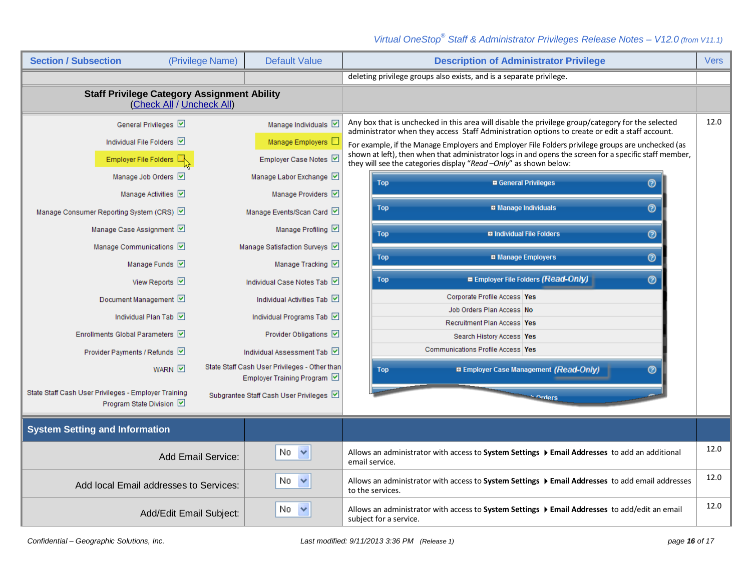| Section / Subsection (Privilege Name) | Default Value | Description of Administrator Privilege | Vers |
|---|---|---|---|
| | | deleting privilege groups also exists, and is a separate privilege. | |
| **Staff Privilege Category Assignment Ability** (Check All / Uncheck All) | | | |
| General Privileges ☑ / Manage Individuals ☑ / Individual File Folders ☑ / Manage Employers ☐ / Employer File Folders ☐ / Employer Case Notes ☑ / Manage Job Orders ☑ / Manage Labor Exchange ☑ / Manage Activities ☑ / Manage Providers ☑ / Manage Consumer Reporting System (CRS) ☑ / Manage Events/Scan Card ☑ / Manage Case Assignment ☑ / Manage Profiling ☑ / Manage Communications ☑ / Manage Satisfaction Surveys ☑ / Manage Funds ☑ / Manage Tracking ☑ / View Reports ☑ / Individual Case Notes Tab ☑ / Document Management ☑ / Individual Activities Tab ☑ / Individual Plan Tab ☑ / Individual Programs Tab ☑ / Enrollments Global Parameters ☑ / Provider Obligations ☑ / Provider Payments / Refunds ☑ / Individual Assessment Tab ☑ / WARN ☑ / State Staff Cash User Privileges - Other than Employer Training Program ☑ / State Staff Cash User Privileges - Employer Training Program State Division ☑ / Subgrantee Staff Cash User Privileges ☑ | | Any box that is unchecked in this area will disable the privilege group/category for the selected administrator when they access Staff Administration options to create or edit a staff account.<br><br>For example, if the Manage Employers and Employer File Folders privilege groups are unchecked (as shown at left), then when that administrator logs in and opens the screen for a specific staff member, they will see the categories display "*Read –Only*" as shown below:<br><br>Top ⊞ General Privileges<br>Top ⊞ Manage Individuals<br>Top ⊞ Individual File Folders<br>Top ⊞ Manage Employers<br>Top ⊟ Employer File Folders *(Read-Only)*<br>Corporate Profile Access: Yes<br>Job Orders Plan Access: No<br>Recruitment Plan Access: Yes<br>Search History Access: Yes<br>Communications Profile Access: Yes<br>Top ⊞ Employer Case Management *(Read-Only)* | 12.0 |
| **System Setting and Information** | | | |
| Add Email Service: | No | Allows an administrator with access to **System Settings** ▸ **Email Addresses** to add an additional email service. | 12.0 |
| Add local Email addresses to Services: | No | Allows an administrator with access to **System Settings** ▸ **Email Addresses** to add email addresses to the services. | 12.0 |
| Add/Edit Email Subject: | No | Allows an administrator with access to **System Settings** ▸ **Email Addresses** to add/edit an email subject for a service. | 12.0 |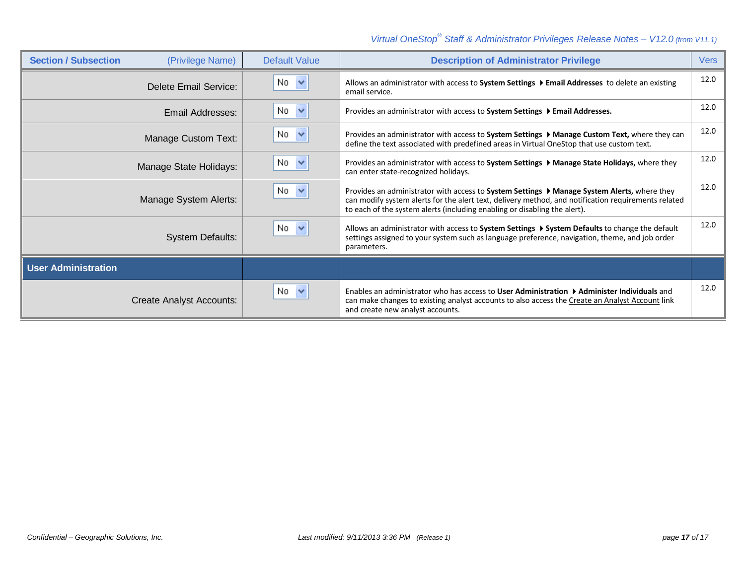| Section / Subsection (Privilege Name) | Default Value | Description of Administrator Privilege | Vers |
|---|---|---|---|
| Delete Email Service: | No | Allows an administrator with access to **System Settings ▸ Email Addresses** to delete an existing email service. | 12.0 |
| Email Addresses: | No | Provides an administrator with access to **System Settings ▸ Email Addresses.** | 12.0 |
| Manage Custom Text: | No | Provides an administrator with access to **System Settings ▸ Manage Custom Text,** where they can define the text associated with predefined areas in Virtual OneStop that use custom text. | 12.0 |
| Manage State Holidays: | No | Provides an administrator with access to **System Settings ▸ Manage State Holidays,** where they can enter state-recognized holidays. | 12.0 |
| Manage System Alerts: | No | Provides an administrator with access to **System Settings ▸ Manage System Alerts,** where they can modify system alerts for the alert text, delivery method, and notification requirements related to each of the system alerts (including enabling or disabling the alert). | 12.0 |
| System Defaults: | No | Allows an administrator with access to **System Settings ▸ System Defaults** to change the default settings assigned to your system such as language preference, navigation, theme, and job order parameters. | 12.0 |
| **User Administration** | | | |
| Create Analyst Accounts: | No | Enables an administrator who has access to **User Administration ▸ Administer Individuals** and can make changes to existing analyst accounts to also access the Create an Analyst Account link and create new analyst accounts. | 12.0 |